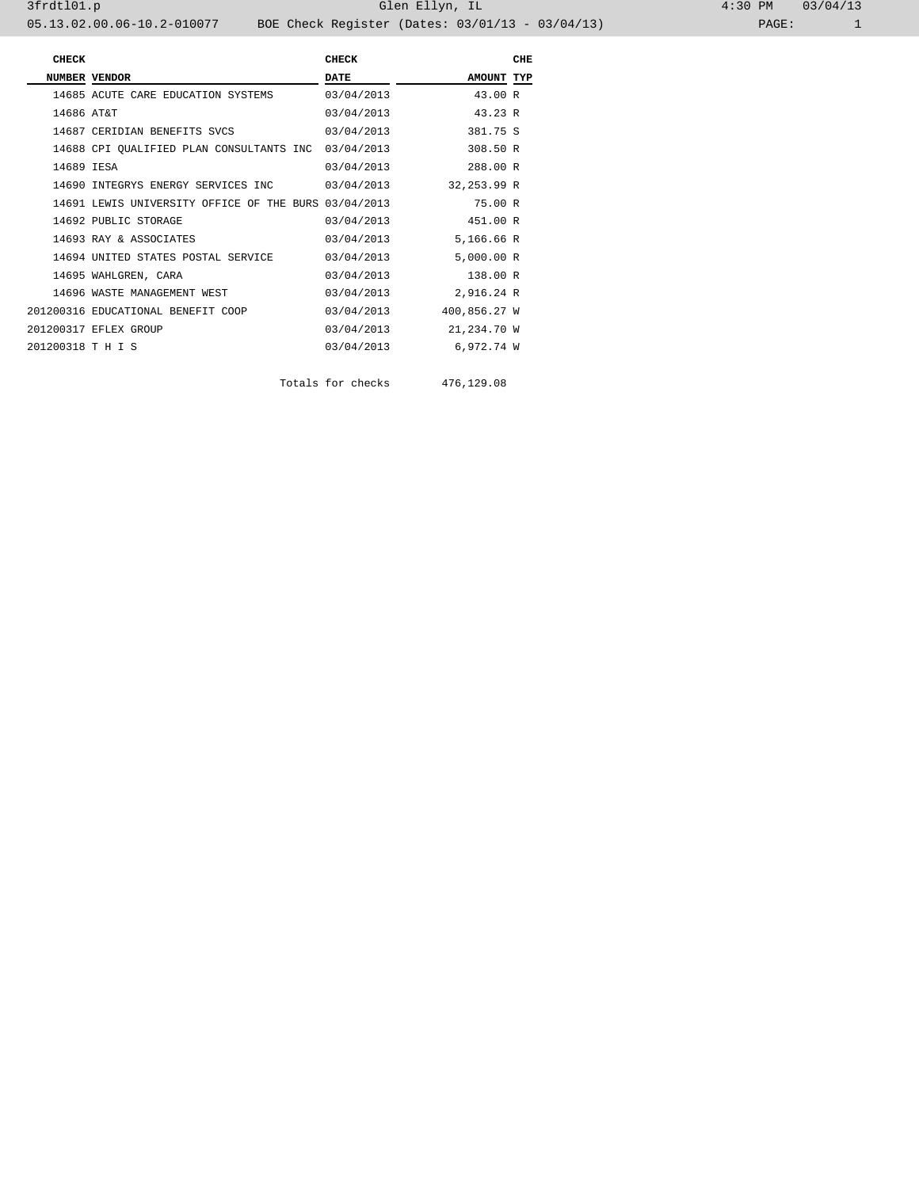3frdtl01.p Glen Ellyn, IL 4:30 PM 03/04/13

05.13.02.00.06-10.2-010077 BOE Check Register (Dates: 03/01/13 - 03/04/13)

| CHECK NUMBER | VENDOR | CHECK DATE | AMOUNT | CHE TYP |
|---|---|---|---|---|
| 14685 | ACUTE CARE EDUCATION SYSTEMS | 03/04/2013 | 43.00 | R |
| 14686 | AT&T | 03/04/2013 | 43.23 | R |
| 14687 | CERIDIAN BENEFITS SVCS | 03/04/2013 | 381.75 | S |
| 14688 | CPI QUALIFIED PLAN CONSULTANTS INC | 03/04/2013 | 308.50 | R |
| 14689 | IESA | 03/04/2013 | 288.00 | R |
| 14690 | INTEGRYS ENERGY SERVICES INC | 03/04/2013 | 32,253.99 | R |
| 14691 | LEWIS UNIVERSITY OFFICE OF THE BURS | 03/04/2013 | 75.00 | R |
| 14692 | PUBLIC STORAGE | 03/04/2013 | 451.00 | R |
| 14693 | RAY & ASSOCIATES | 03/04/2013 | 5,166.66 | R |
| 14694 | UNITED STATES POSTAL SERVICE | 03/04/2013 | 5,000.00 | R |
| 14695 | WAHLGREN, CARA | 03/04/2013 | 138.00 | R |
| 14696 | WASTE MANAGEMENT WEST | 03/04/2013 | 2,916.24 | R |
| 201200316 | EDUCATIONAL BENEFIT COOP | 03/04/2013 | 400,856.27 | W |
| 201200317 | EFLEX GROUP | 03/04/2013 | 21,234.70 | W |
| 201200318 | T H I S | 03/04/2013 | 6,972.74 | W |
| | | Totals for checks | 476,129.08 | |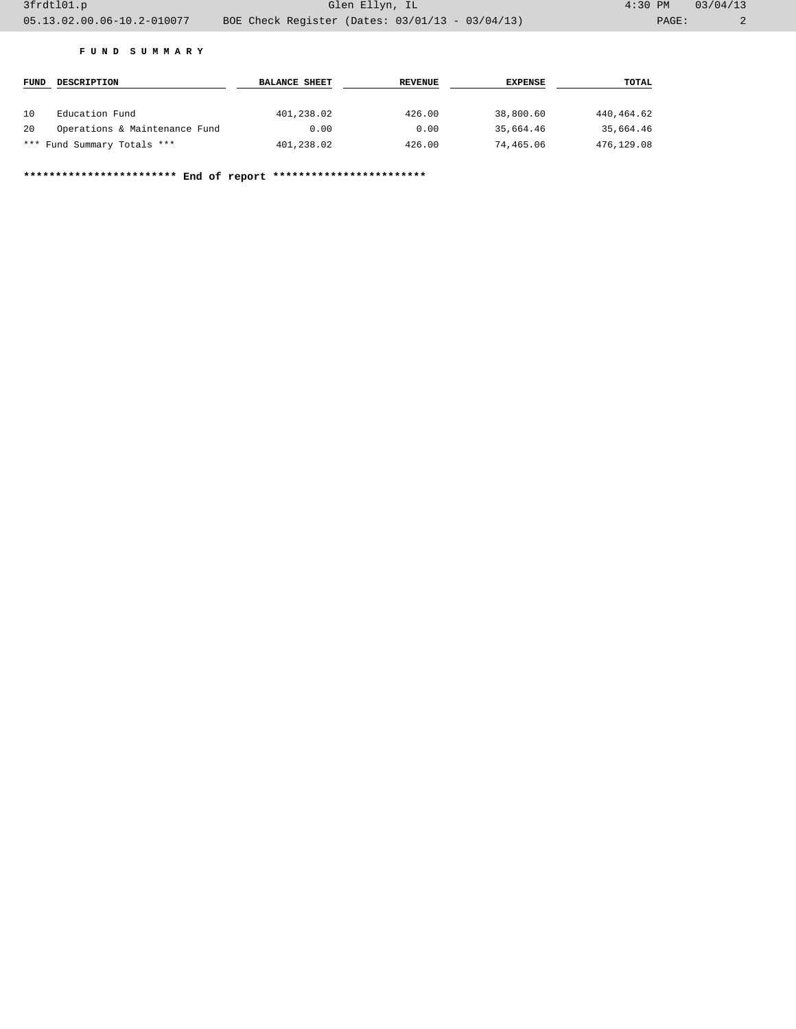**F U N D S U M M A R Y**

| FUND | DESCRIPTION | BALANCE SHEET | REVENUE | EXPENSE | TOTAL |
|---|---|---|---|---|---|
| 10 | Education Fund | 401,238.02 | 426.00 | 38,800.60 | 440,464.62 |
| 20 | Operations & Maintenance Fund | 0.00 | 0.00 | 35,664.46 | 35,664.46 |
| *** Fund Summary Totals *** | | 401,238.02 | 426.00 | 74,465.06 | 476,129.08 |

**************************** End of report ****************************